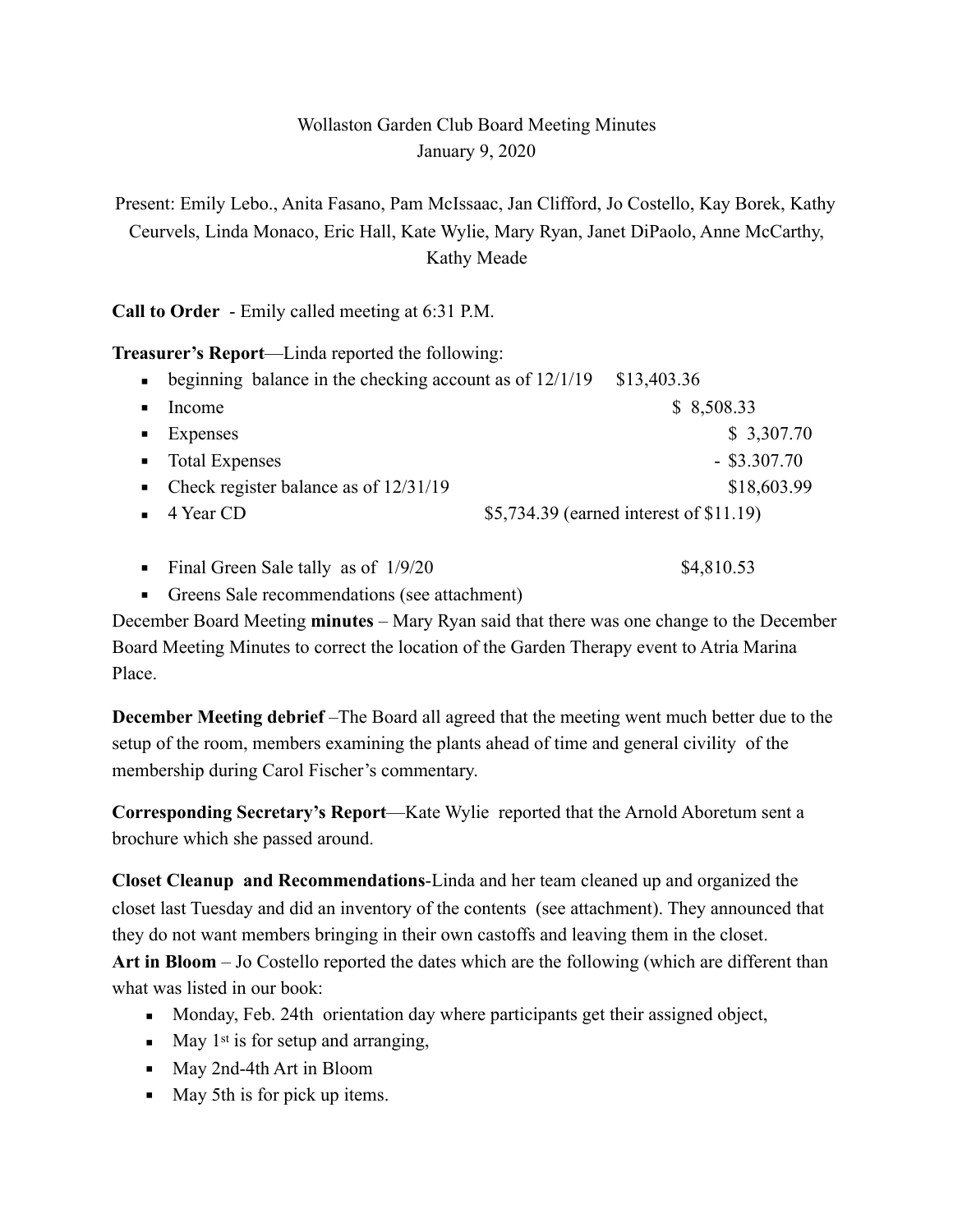Wollaston Garden Club Board Meeting Minutes
January 9, 2020

Present: Emily Lebo., Anita Fasano, Pam McIssaac, Jan Clifford, Jo Costello, Kay Borek, Kathy Ceurvels, Linda Monaco, Eric Hall, Kate Wylie, Mary Ryan, Janet DiPaolo, Anne McCarthy, Kathy Meade

**Call to Order** - Emily called meeting at 6:31 P.M.

**Treasurer's Report**—Linda reported the following:

- beginning balance in the checking account as of 12/1/19 $13,403.36
- Income $ 8,508.33
- Expenses $ 3,307.70
- Total Expenses - $3.307.70
- Check register balance as of 12/31/19 $18,603.99
- 4 Year CD $5,734.39 (earned interest of $11.19)

- Final Green Sale tally as of 1/9/20 $4,810.53
- Greens Sale recommendations (see attachment)

December Board Meeting **minutes** – Mary Ryan said that there was one change to the December Board Meeting Minutes to correct the location of the Garden Therapy event to Atria Marina Place.

**December Meeting debrief** –The Board all agreed that the meeting went much better due to the setup of the room, members examining the plants ahead of time and general civility of the membership during Carol Fischer's commentary.

**Corresponding Secretary's Report**—Kate Wylie reported that the Arnold Aboretum sent a brochure which she passed around.

**Closet Cleanup and Recommendations**-Linda and her team cleaned up and organized the closet last Tuesday and did an inventory of the contents (see attachment). They announced that they do not want members bringing in their own castoffs and leaving them in the closet.

**Art in Bloom** – Jo Costello reported the dates which are the following (which are different than what was listed in our book:

- Monday, Feb. 24th orientation day where participants get their assigned object,
- May 1st is for setup and arranging,
- May 2nd-4th Art in Bloom
- May 5th is for pick up items.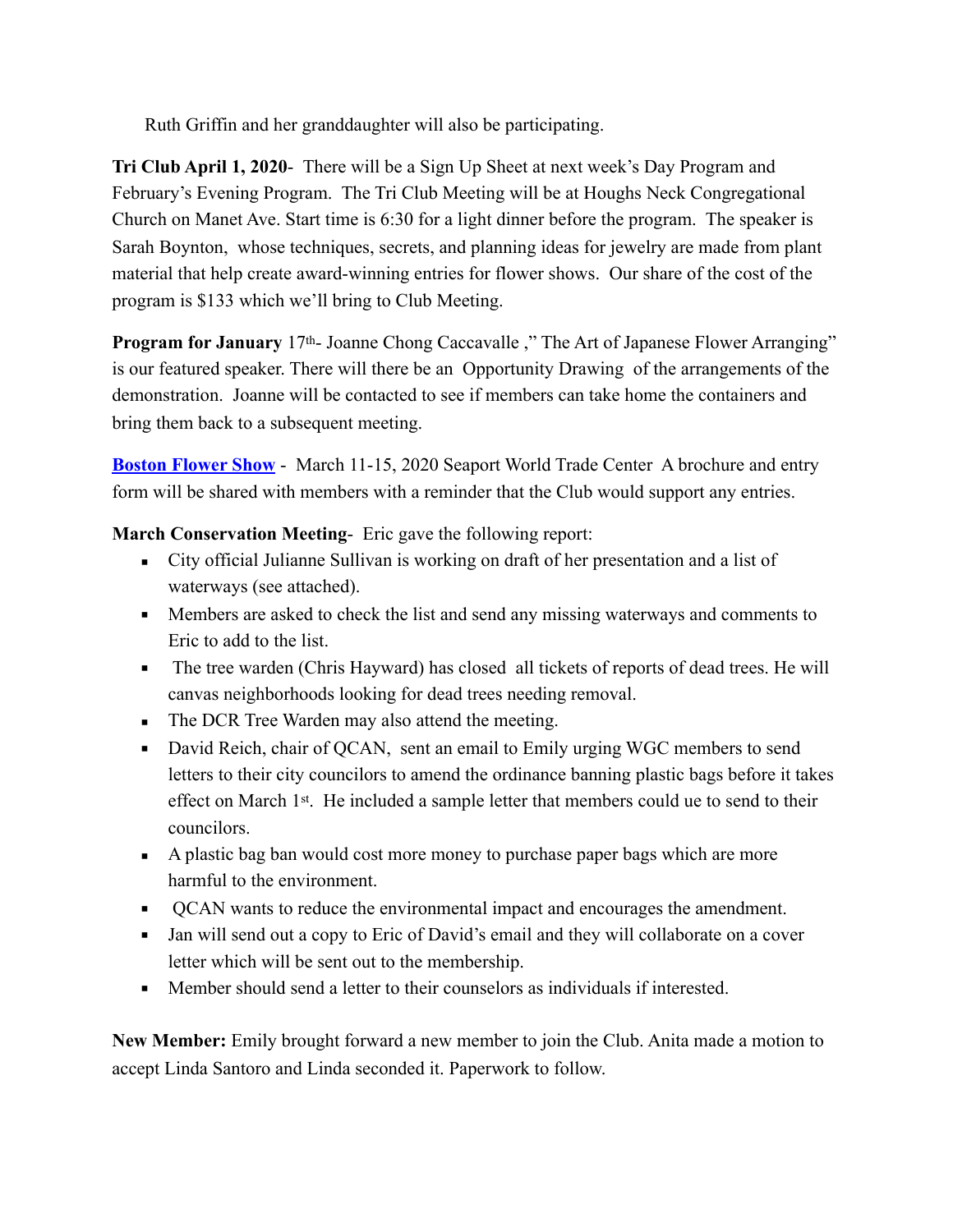Ruth Griffin and her granddaughter will also be participating.

**Tri Club April 1, 2020**- There will be a Sign Up Sheet at next week's Day Program and February's Evening Program. The Tri Club Meeting will be at Houghs Neck Congregational Church on Manet Ave. Start time is 6:30 for a light dinner before the program. The speaker is Sarah Boynton, whose techniques, secrets, and planning ideas for jewelry are made from plant material that help create award-winning entries for flower shows. Our share of the cost of the program is $133 which we'll bring to Club Meeting.

**Program for January** 17th- Joanne Chong Caccavalle ," The Art of Japanese Flower Arranging" is our featured speaker. There will there be an Opportunity Drawing of the arrangements of the demonstration. Joanne will be contacted to see if members can take home the containers and bring them back to a subsequent meeting.

**Boston Flower Show** - March 11-15, 2020 Seaport World Trade Center A brochure and entry form will be shared with members with a reminder that the Club would support any entries.

**March Conservation Meeting**- Eric gave the following report:

- City official Julianne Sullivan is working on draft of her presentation and a list of waterways (see attached).
- Members are asked to check the list and send any missing waterways and comments to Eric to add to the list.
- The tree warden (Chris Hayward) has closed all tickets of reports of dead trees. He will canvas neighborhoods looking for dead trees needing removal.
- The DCR Tree Warden may also attend the meeting.
- David Reich, chair of QCAN, sent an email to Emily urging WGC members to send letters to their city councilors to amend the ordinance banning plastic bags before it takes effect on March 1st. He included a sample letter that members could ue to send to their councilors.
- A plastic bag ban would cost more money to purchase paper bags which are more harmful to the environment.
- QCAN wants to reduce the environmental impact and encourages the amendment.
- Jan will send out a copy to Eric of David's email and they will collaborate on a cover letter which will be sent out to the membership.
- Member should send a letter to their counselors as individuals if interested.

**New Member:** Emily brought forward a new member to join the Club. Anita made a motion to accept Linda Santoro and Linda seconded it. Paperwork to follow.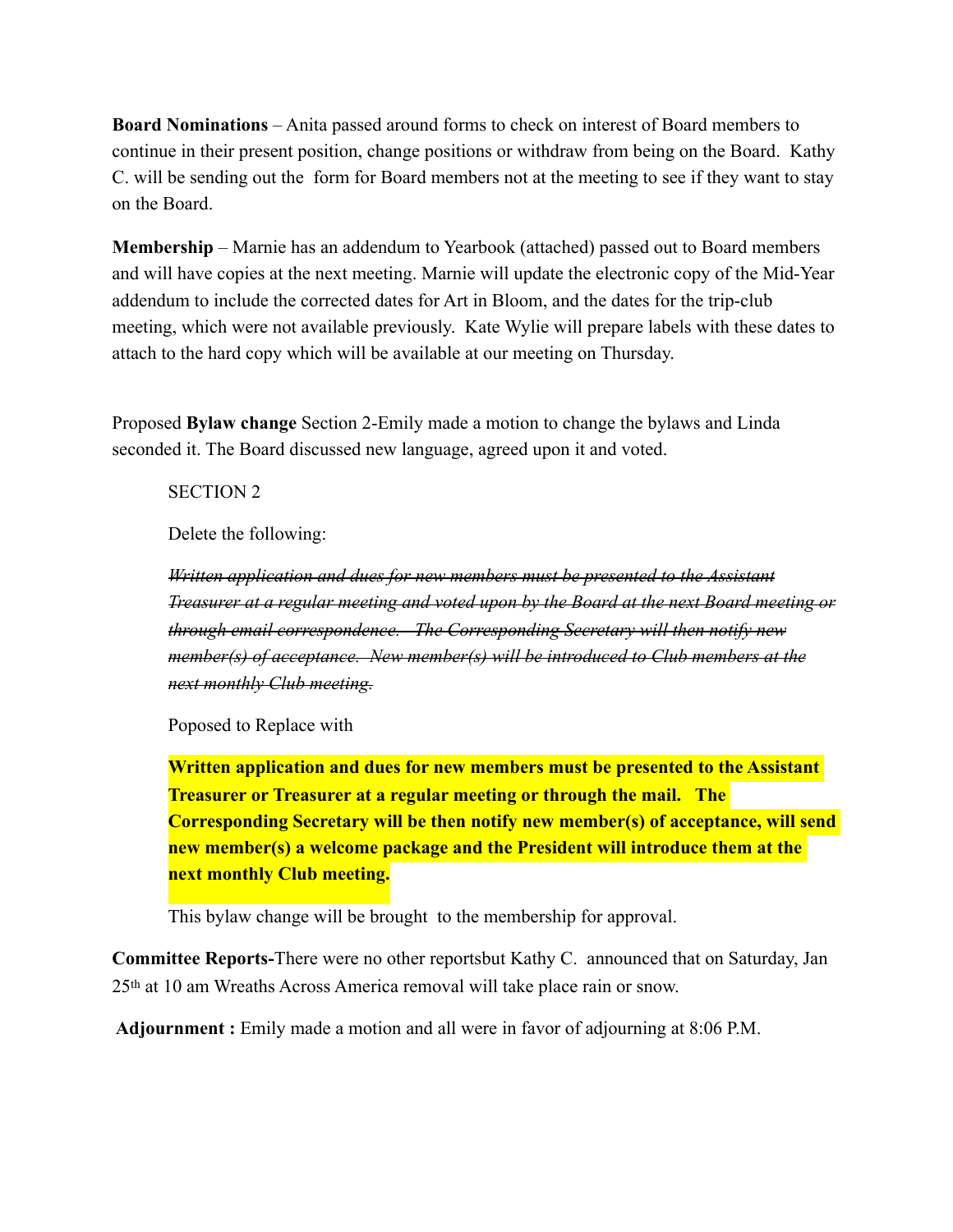**Board Nominations** – Anita passed around forms to check on interest of Board members to continue in their present position, change positions or withdraw from being on the Board. Kathy C. will be sending out the form for Board members not at the meeting to see if they want to stay on the Board.

**Membership** – Marnie has an addendum to Yearbook (attached) passed out to Board members and will have copies at the next meeting. Marnie will update the electronic copy of the Mid-Year addendum to include the corrected dates for Art in Bloom, and the dates for the trip-club meeting, which were not available previously. Kate Wylie will prepare labels with these dates to attach to the hard copy which will be available at our meeting on Thursday.

Proposed **Bylaw change** Section 2-Emily made a motion to change the bylaws and Linda seconded it. The Board discussed new language, agreed upon it and voted.

> SECTION 2
>
> Delete the following:
>
> ~~*Written application and dues for new members must be presented to the Assistant Treasurer at a regular meeting and voted upon by the Board at the next Board meeting or through email correspondence. The Corresponding Secretary will then notify new member(s) of acceptance. New member(s) will be introduced to Club members at the next monthly Club meeting.*~~
>
> Poposed to Replace with
>
> **Written application and dues for new members must be presented to the Assistant Treasurer or Treasurer at a regular meeting or through the mail. The Corresponding Secretary will be then notify new member(s) of acceptance, will send new member(s) a welcome package and the President will introduce them at the next monthly Club meeting.**
>
> This bylaw change will be brought to the membership for approval.

**Committee Reports-**There were no other reportsbut Kathy C. announced that on Saturday, Jan 25th at 10 am Wreaths Across America removal will take place rain or snow.

**Adjournment :** Emily made a motion and all were in favor of adjourning at 8:06 P.M.